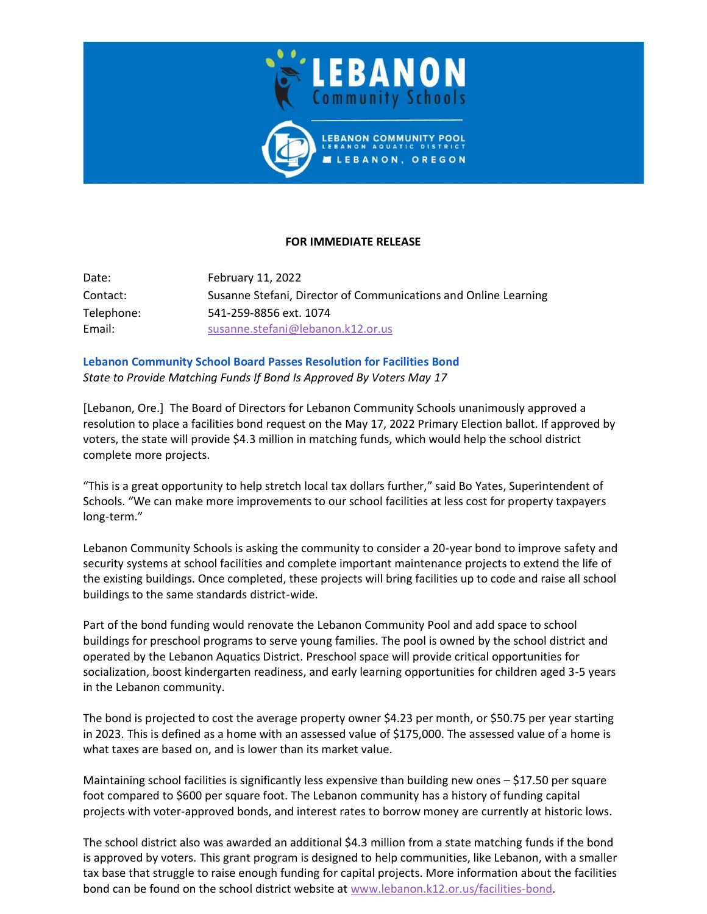**FOR IMMEDIATE RELEASE**

| | |
|---|---|
| Date: | February 11, 2022 |
| Contact: | Susanne Stefani, Director of Communications and Online Learning |
| Telephone: | 541-259-8856 ext. 1074 |
| Email: | susanne.stefani@lebanon.k12.or.us |

## Lebanon Community School Board Passes Resolution for Facilities Bond

*State to Provide Matching Funds If Bond Is Approved By Voters May 17*

[Lebanon, Ore.] The Board of Directors for Lebanon Community Schools unanimously approved a resolution to place a facilities bond request on the May 17, 2022 Primary Election ballot. If approved by voters, the state will provide $4.3 million in matching funds, which would help the school district complete more projects.

"This is a great opportunity to help stretch local tax dollars further," said Bo Yates, Superintendent of Schools. "We can make more improvements to our school facilities at less cost for property taxpayers long-term."

Lebanon Community Schools is asking the community to consider a 20-year bond to improve safety and security systems at school facilities and complete important maintenance projects to extend the life of the existing buildings. Once completed, these projects will bring facilities up to code and raise all school buildings to the same standards district-wide.

Part of the bond funding would renovate the Lebanon Community Pool and add space to school buildings for preschool programs to serve young families. The pool is owned by the school district and operated by the Lebanon Aquatics District. Preschool space will provide critical opportunities for socialization, boost kindergarten readiness, and early learning opportunities for children aged 3-5 years in the Lebanon community.

The bond is projected to cost the average property owner $4.23 per month, or $50.75 per year starting in 2023. This is defined as a home with an assessed value of $175,000. The assessed value of a home is what taxes are based on, and is lower than its market value.

Maintaining school facilities is significantly less expensive than building new ones – $17.50 per square foot compared to $600 per square foot. The Lebanon community has a history of funding capital projects with voter-approved bonds, and interest rates to borrow money are currently at historic lows.

The school district also was awarded an additional $4.3 million from a state matching funds if the bond is approved by voters. This grant program is designed to help communities, like Lebanon, with a smaller tax base that struggle to raise enough funding for capital projects. More information about the facilities bond can be found on the school district website at www.lebanon.k12.or.us/facilities-bond.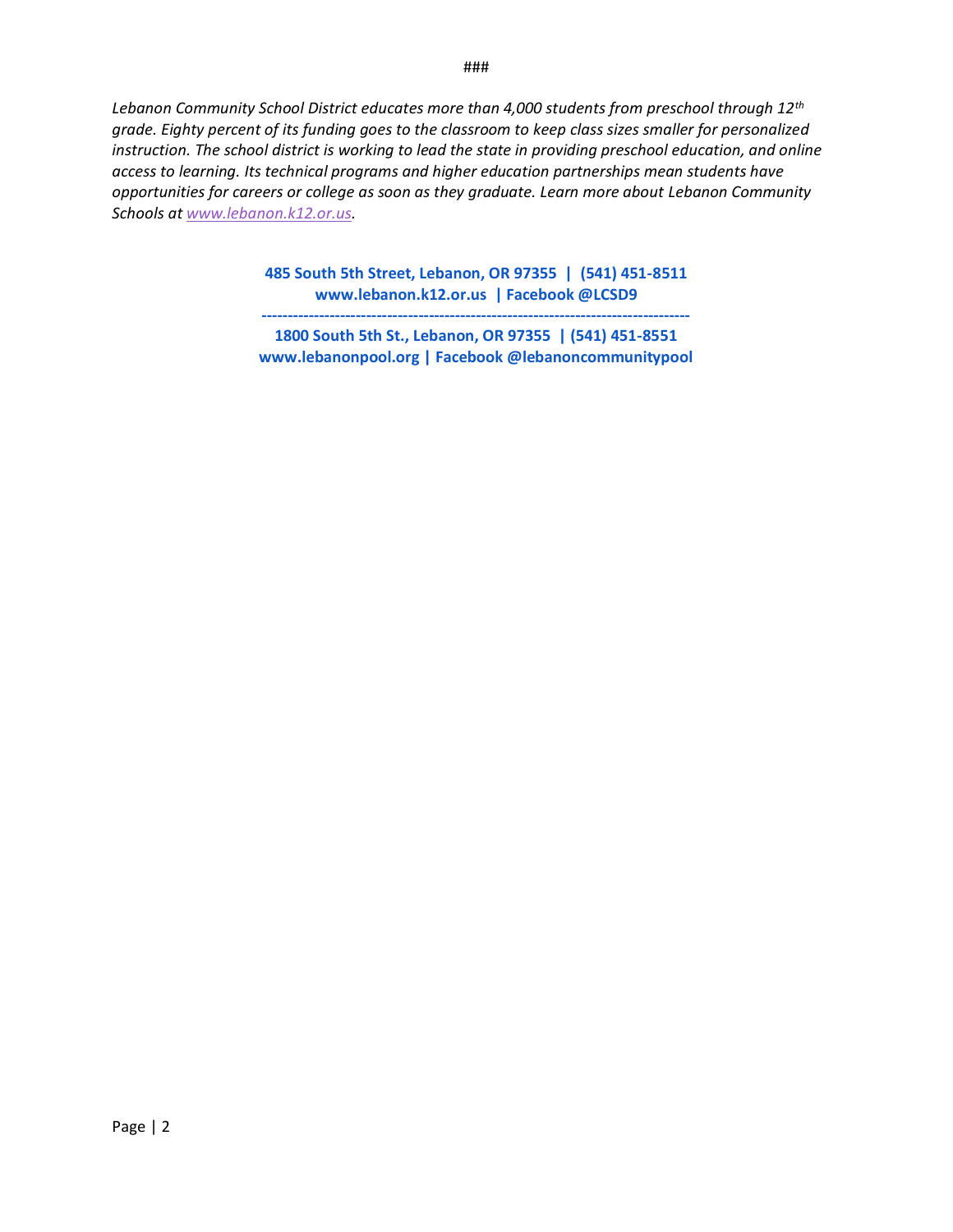###

*Lebanon Community School District educates more than 4,000 students from preschool through 12th grade. Eighty percent of its funding goes to the classroom to keep class sizes smaller for personalized instruction. The school district is working to lead the state in providing preschool education, and online access to learning. Its technical programs and higher education partnerships mean students have opportunities for careers or college as soon as they graduate. Learn more about Lebanon Community Schools at [www.lebanon.k12.or.us](http://www.lebanon.k12.or.us).*

**485 South 5th Street, Lebanon, OR 97355 | (541) 451-8511**
**www.lebanon.k12.or.us | Facebook @LCSD9**

**--------------------------------------------------------------------------------**

**1800 South 5th St., Lebanon, OR 97355 | (541) 451-8551**
**www.lebanonpool.org | Facebook @lebanoncommunitypool**